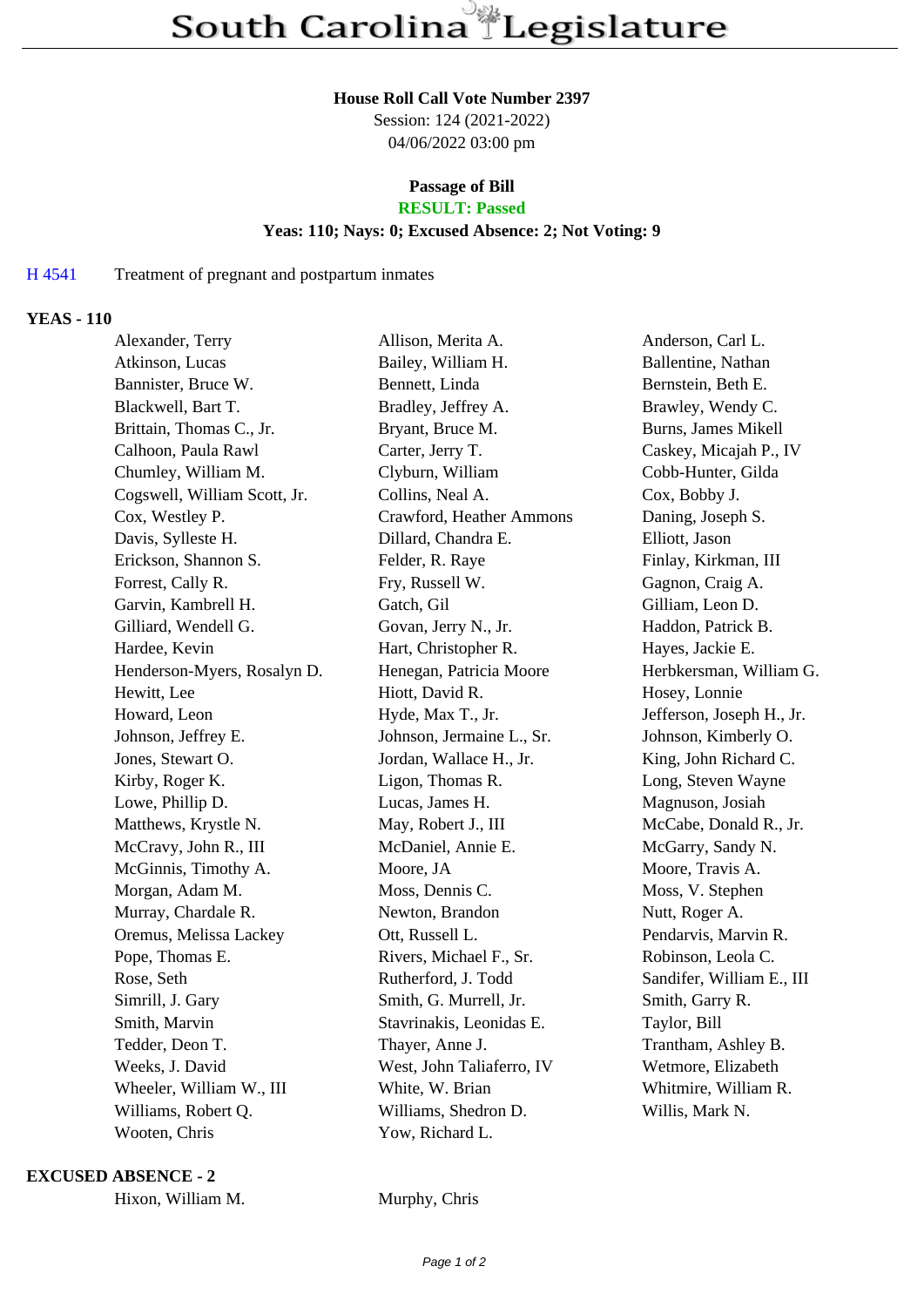# South Carolina Legislature

**House Roll Call Vote Number 2397**
Session: 124 (2021-2022)
04/06/2022 03:00 pm

**Passage of Bill**
**RESULT: Passed**
**Yeas: 110; Nays: 0; Excused Absence: 2; Not Voting: 9**

H 4541 Treatment of pregnant and postpartum inmates

**YEAS - 110**

| | | |
|---|---|---|
| Alexander, Terry | Allison, Merita A. | Anderson, Carl L. |
| Atkinson, Lucas | Bailey, William H. | Ballentine, Nathan |
| Bannister, Bruce W. | Bennett, Linda | Bernstein, Beth E. |
| Blackwell, Bart T. | Bradley, Jeffrey A. | Brawley, Wendy C. |
| Brittain, Thomas C., Jr. | Bryant, Bruce M. | Burns, James Mikell |
| Calhoon, Paula Rawl | Carter, Jerry T. | Caskey, Micajah P., IV |
| Chumley, William M. | Clyburn, William | Cobb-Hunter, Gilda |
| Cogswell, William Scott, Jr. | Collins, Neal A. | Cox, Bobby J. |
| Cox, Westley P. | Crawford, Heather Ammons | Daning, Joseph S. |
| Davis, Sylleste H. | Dillard, Chandra E. | Elliott, Jason |
| Erickson, Shannon S. | Felder, R. Raye | Finlay, Kirkman, III |
| Forrest, Cally R. | Fry, Russell W. | Gagnon, Craig A. |
| Garvin, Kambrell H. | Gatch, Gil | Gilliam, Leon D. |
| Gilliard, Wendell G. | Govan, Jerry N., Jr. | Haddon, Patrick B. |
| Hardee, Kevin | Hart, Christopher R. | Hayes, Jackie E. |
| Henderson-Myers, Rosalyn D. | Henegan, Patricia Moore | Herbkersman, William G. |
| Hewitt, Lee | Hiott, David R. | Hosey, Lonnie |
| Howard, Leon | Hyde, Max T., Jr. | Jefferson, Joseph H., Jr. |
| Johnson, Jeffrey E. | Johnson, Jermaine L., Sr. | Johnson, Kimberly O. |
| Jones, Stewart O. | Jordan, Wallace H., Jr. | King, John Richard C. |
| Kirby, Roger K. | Ligon, Thomas R. | Long, Steven Wayne |
| Lowe, Phillip D. | Lucas, James H. | Magnuson, Josiah |
| Matthews, Krystle N. | May, Robert J., III | McCabe, Donald R., Jr. |
| McCravy, John R., III | McDaniel, Annie E. | McGarry, Sandy N. |
| McGinnis, Timothy A. | Moore, JA | Moore, Travis A. |
| Morgan, Adam M. | Moss, Dennis C. | Moss, V. Stephen |
| Murray, Chardale R. | Newton, Brandon | Nutt, Roger A. |
| Oremus, Melissa Lackey | Ott, Russell L. | Pendarvis, Marvin R. |
| Pope, Thomas E. | Rivers, Michael F., Sr. | Robinson, Leola C. |
| Rose, Seth | Rutherford, J. Todd | Sandifer, William E., III |
| Simrill, J. Gary | Smith, G. Murrell, Jr. | Smith, Garry R. |
| Smith, Marvin | Stavrinakis, Leonidas E. | Taylor, Bill |
| Tedder, Deon T. | Thayer, Anne J. | Trantham, Ashley B. |
| Weeks, J. David | West, John Taliaferro, IV | Wetmore, Elizabeth |
| Wheeler, William W., III | White, W. Brian | Whitmire, William R. |
| Williams, Robert Q. | Williams, Shedron D. | Willis, Mark N. |
| Wooten, Chris | Yow, Richard L. | |

**EXCUSED ABSENCE - 2**

| | |
|---|---|
| Hixon, William M. | Murphy, Chris |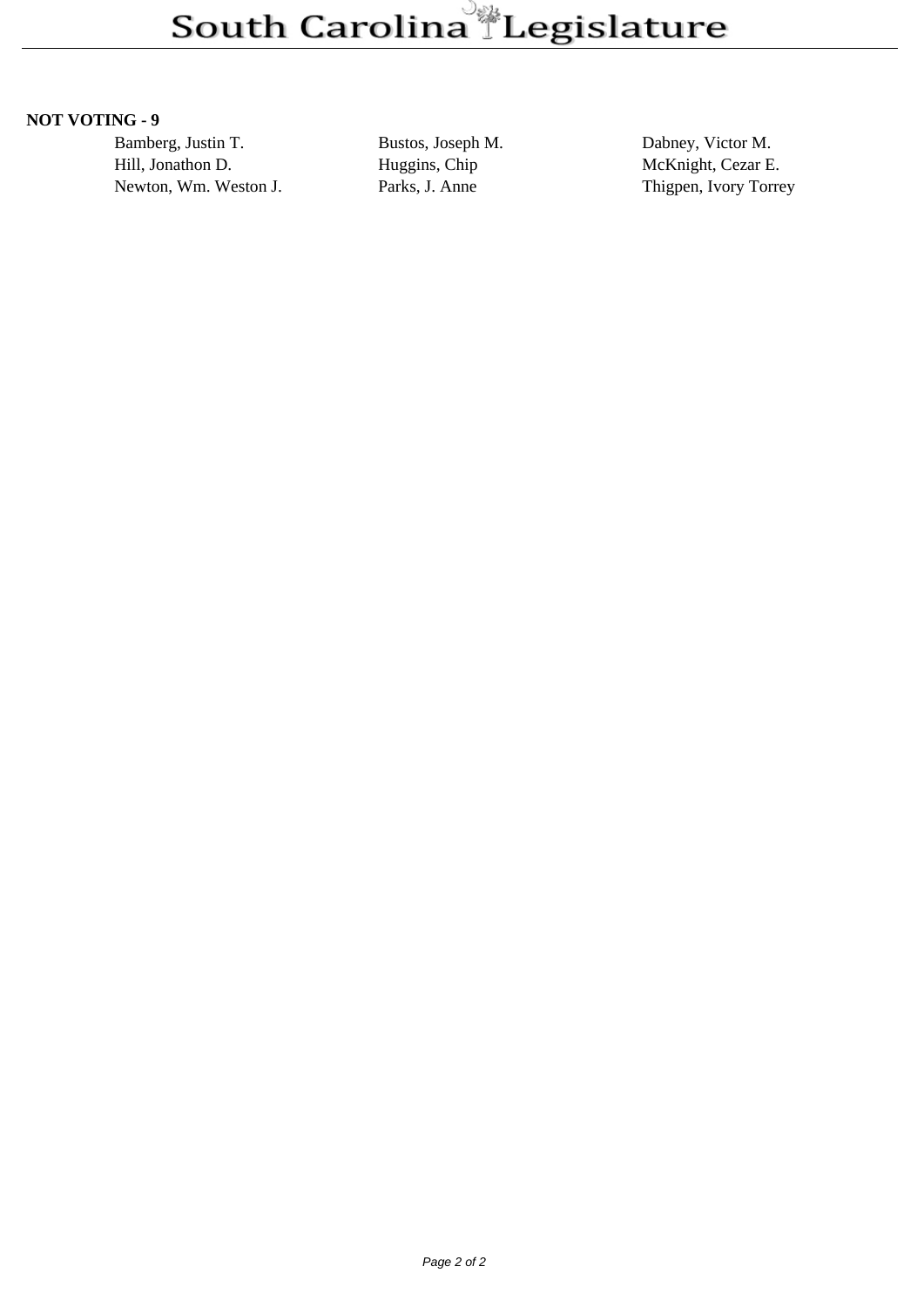**NOT VOTING - 9**

| | | |
|---|---|---|
| Bamberg, Justin T. | Bustos, Joseph M. | Dabney, Victor M. |
| Hill, Jonathon D. | Huggins, Chip | McKnight, Cezar E. |
| Newton, Wm. Weston J. | Parks, J. Anne | Thigpen, Ivory Torrey |